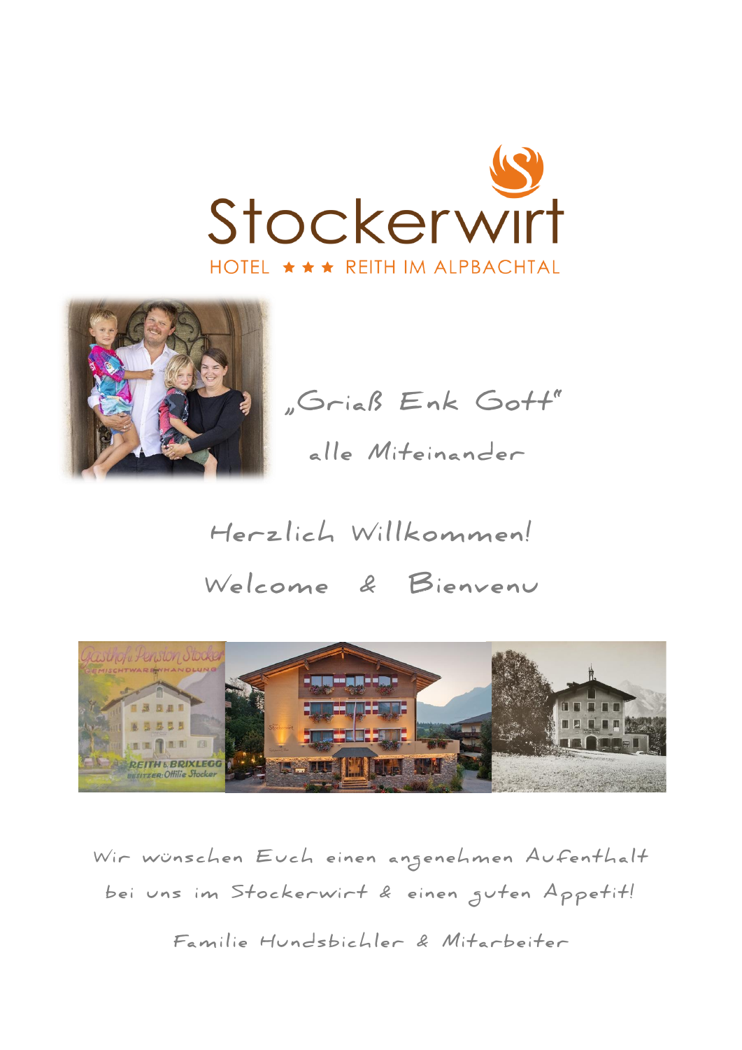# Stockerwirt

HOTEL ★★★ REITH IM ALPBACHTAL

„Griaß Enk Gott"

alle Miteinander

## Herzlich Willkommen!

## Welcome & Bienvenu

Wir wünschen Euch einen angenehmen Aufenthalt bei uns im Stockerwirt & einen guten Appetit!

Familie Hundsbichler & Mitarbeiter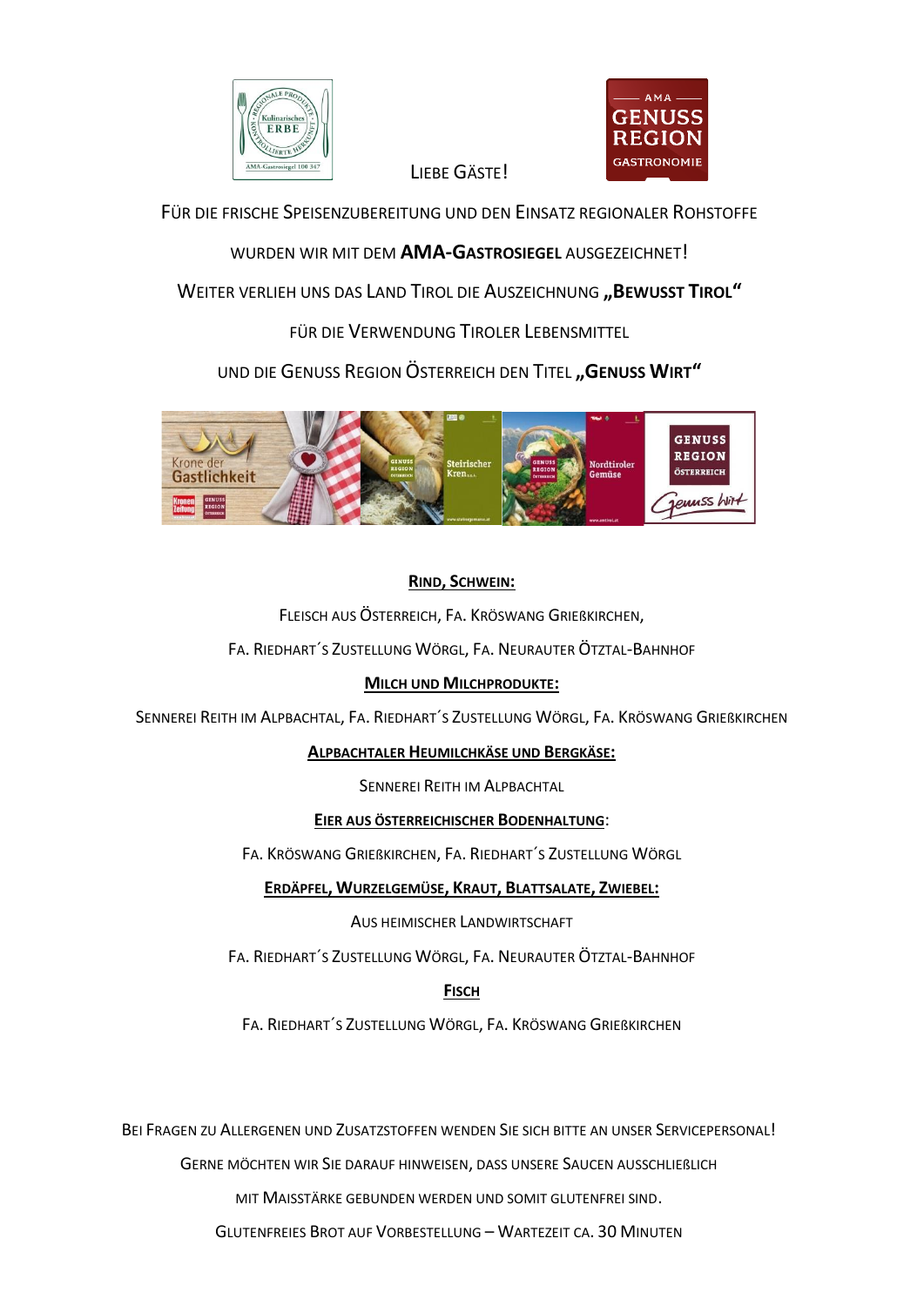Liebe Gäste!

Für die frische Speisenzubereitung und den Einsatz regionaler Rohstoffe

wurden wir mit dem **AMA-Gastrosiegel** ausgezeichnet!

Weiter verlieh uns das Land Tirol die Auszeichnung **„Bewusst Tirol"**

für die Verwendung Tiroler Lebensmittel

und die Genuss Region Österreich den Titel **„Genuss Wirt"**

**<u>Rind, Schwein:</u>**

Fleisch aus Österreich, Fa. Kröswang Grießkirchen,

Fa. Riedhart´s Zustellung Wörgl, Fa. Neurauter Ötztal-Bahnhof

**<u>Milch und Milchprodukte:</u>**

Sennerei Reith im Alpbachtal, Fa. Riedhart´s Zustellung Wörgl, Fa. Kröswang Grießkirchen

**<u>Alpbachtaler Heumilchkäse und Bergkäse:</u>**

Sennerei Reith im Alpbachtal

**<u>Eier aus österreichischer Bodenhaltung</u>**:

Fa. Kröswang Grießkirchen, Fa. Riedhart´s Zustellung Wörgl

**<u>Erdäpfel, Wurzelgemüse, Kraut, Blattsalate, Zwiebel:</u>**

Aus heimischer Landwirtschaft

Fa. Riedhart´s Zustellung Wörgl, Fa. Neurauter Ötztal-Bahnhof

**<u>Fisch</u>**

Fa. Riedhart´s Zustellung Wörgl, Fa. Kröswang Grießkirchen

Bei Fragen zu Allergenen und Zusatzstoffen wenden Sie sich bitte an unser Servicepersonal!

Gerne möchten wir Sie darauf hinweisen, dass unsere Saucen ausschließlich

mit Maisstärke gebunden werden und somit glutenfrei sind.

Glutenfreies Brot auf Vorbestellung – Wartezeit ca. 30 Minuten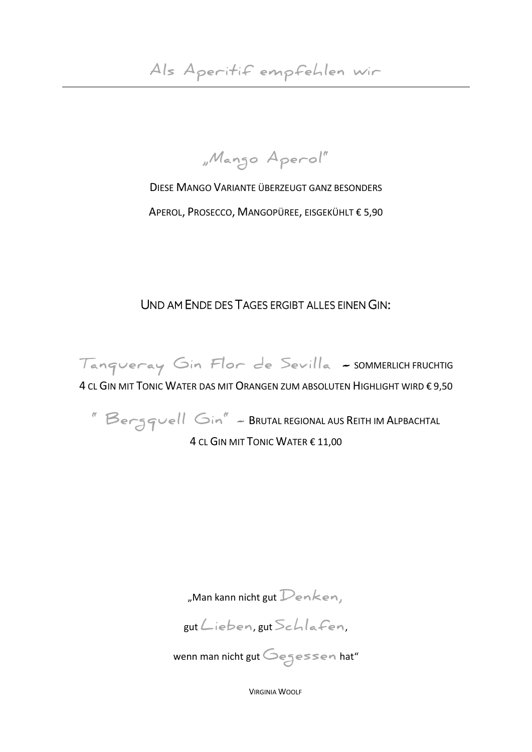# Als Aperitif empfehlen wir

## „Mango Aperol"

DIESE MANGO VARIANTE ÜBERZEUGT GANZ BESONDERS

APEROL, PROSECCO, MANGOPÜREE, EISGEKÜHLT € 5,90

## UND AM ENDE DES TAGES ERGIBT ALLES EINEN GIN:

Tanqueray Gin Flor de Sevilla – SOMMERLICH FRUCHTIG

4 CL GIN MIT TONIC WATER DAS MIT ORANGEN ZUM ABSOLUTEN HIGHLIGHT WIRD € 9,50

" Bergquell Gin" – BRUTAL REGIONAL AUS REITH IM ALPBACHTAL

4 CL GIN MIT TONIC WATER € 11,00

„Man kann nicht gut Denken,

gut Lieben, gut Schlafen,

wenn man nicht gut Gegessen hat"

VIRGINIA WOOLF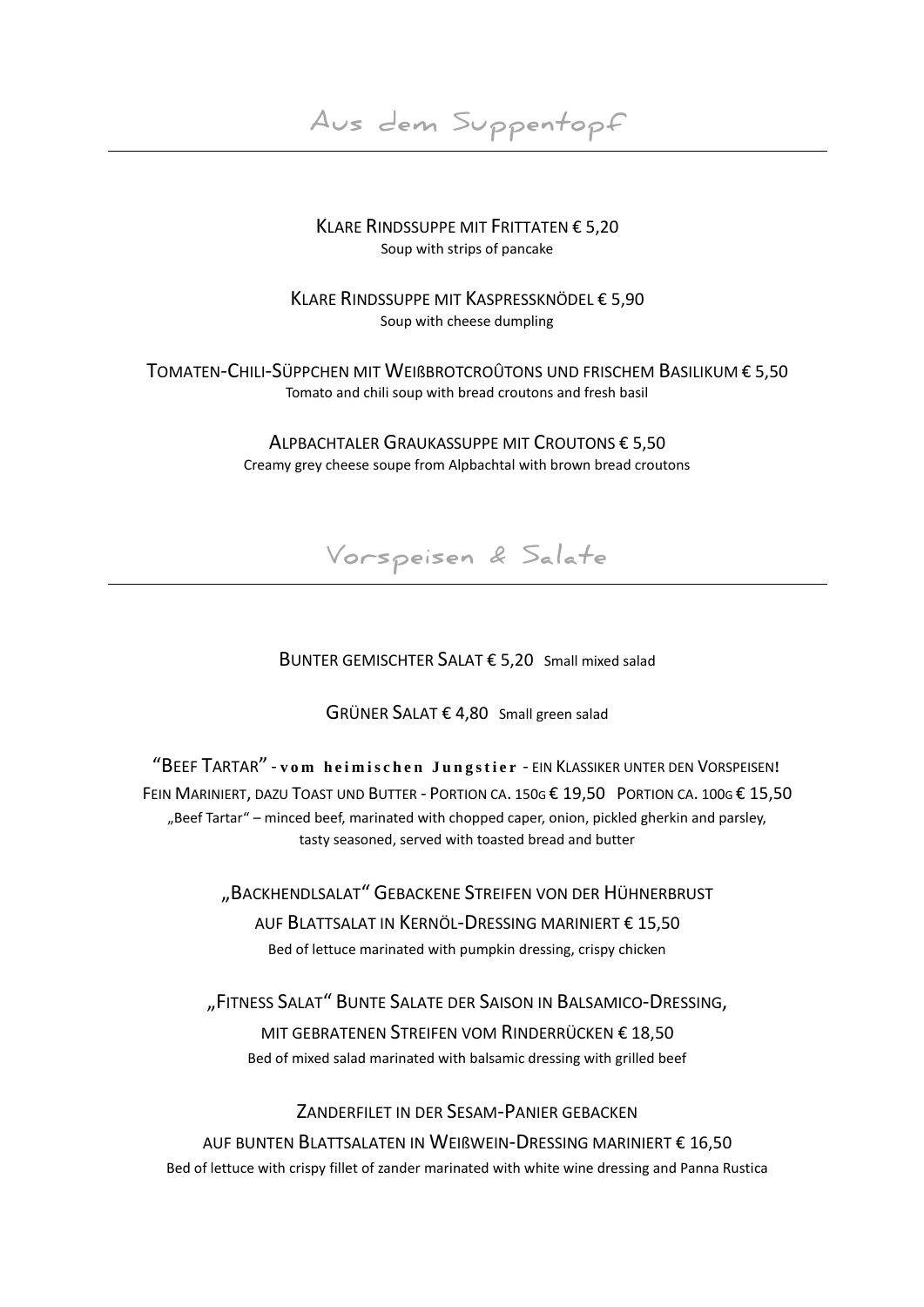# Aus dem Suppentopf

KLARE RINDSSUPPE MIT FRITTATEN € 5,20
Soup with strips of pancake

KLARE RINDSSUPPE MIT KASPRESSKNÖDEL € 5,90
Soup with cheese dumpling

TOMATEN-CHILI-SÜPPCHEN MIT WEIßBROTCROÛTONS UND FRISCHEM BASILIKUM € 5,50
Tomato and chili soup with bread croutons and fresh basil

ALPBACHTALER GRAUKASSUPPE MIT CROUTONS € 5,50
Creamy grey cheese soupe from Alpbachtal with brown bread croutons

# Vorspeisen & Salate

BUNTER GEMISCHTER SALAT € 5,20 Small mixed salad

GRÜNER SALAT € 4,80 Small green salad

"BEEF TARTAR" - **vom heimischen Jungstier** - EIN KLASSIKER UNTER DEN VORSPEISEN!
FEIN MARINIERT, DAZU TOAST UND BUTTER - PORTION CA. 150G € 19,50 PORTION CA. 100G € 15,50
„Beef Tartar" – minced beef, marinated with chopped caper, onion, pickled gherkin and parsley, tasty seasoned, served with toasted bread and butter

„BACKHENDLSALAT" GEBACKENE STREIFEN VON DER HÜHNERBRUST
AUF BLATTSALAT IN KERNÖL-DRESSING MARINIERT € 15,50
Bed of lettuce marinated with pumpkin dressing, crispy chicken

„FITNESS SALAT" BUNTE SALATE DER SAISON IN BALSAMICO-DRESSING,
MIT GEBRATENEN STREIFEN VOM RINDERRÜCKEN € 18,50
Bed of mixed salad marinated with balsamic dressing with grilled beef

ZANDERFILET IN DER SESAM-PANIER GEBACKEN
AUF BUNTEN BLATTSALATEN IN WEIßWEIN-DRESSING MARINIERT € 16,50
Bed of lettuce with crispy fillet of zander marinated with white wine dressing and Panna Rustica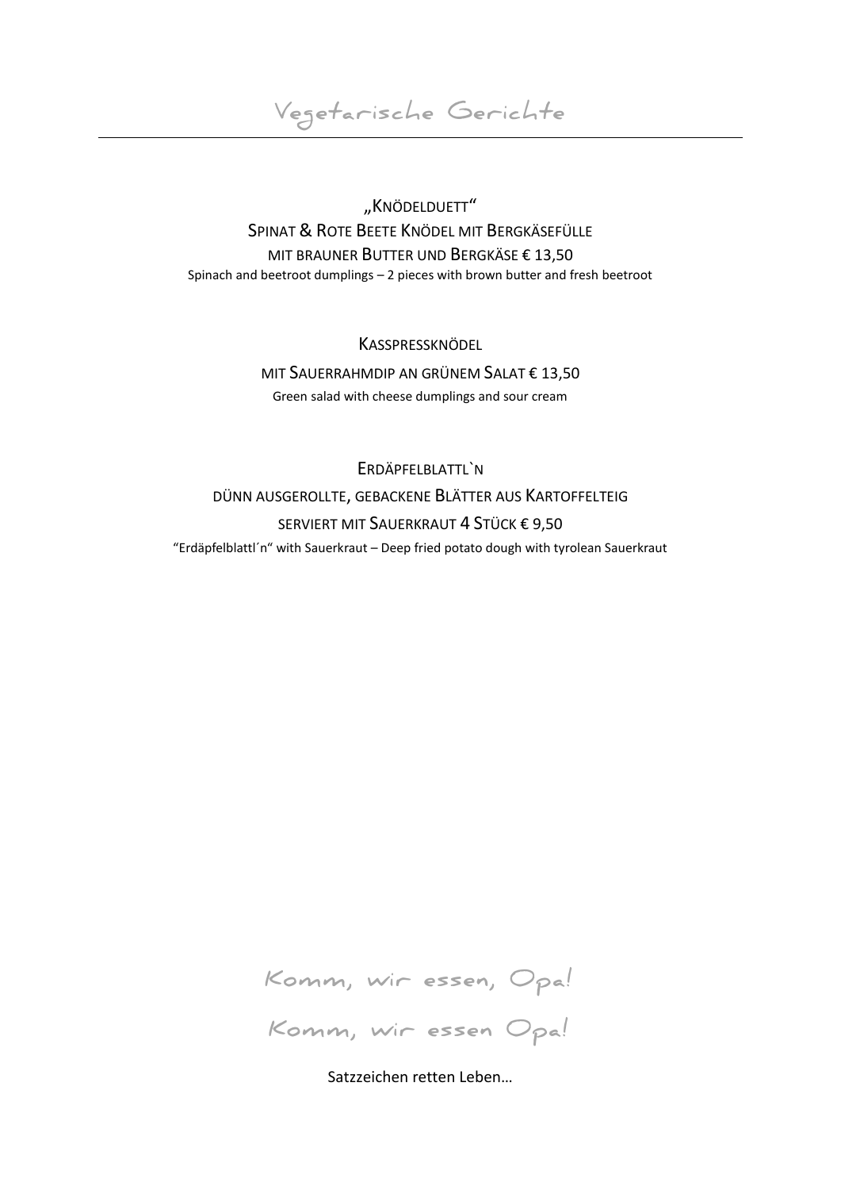# Vegetarische Gerichte

„KNÖDELDUETT“

SPINAT & ROTE BEETE KNÖDEL MIT BERGKÄSEFÜLLE

MIT BRAUNER BUTTER UND BERGKÄSE € 13,50

Spinach and beetroot dumplings – 2 pieces with brown butter and fresh beetroot

KASSPRESSKNÖDEL

MIT SAUERRAHMDIP AN GRÜNEM SALAT € 13,50

Green salad with cheese dumplings and sour cream

ERDÄPFELBLATTL`N

DÜNN AUSGEROLLTE, GEBACKENE BLÄTTER AUS KARTOFFELTEIG

SERVIERT MIT SAUERKRAUT 4 STÜCK € 9,50

“Erdäpfelblattl´n“ with Sauerkraut – Deep fried potato dough with tyrolean Sauerkraut

Komm, wir essen, Opa!

Komm, wir essen Opa!

Satzzeichen retten Leben…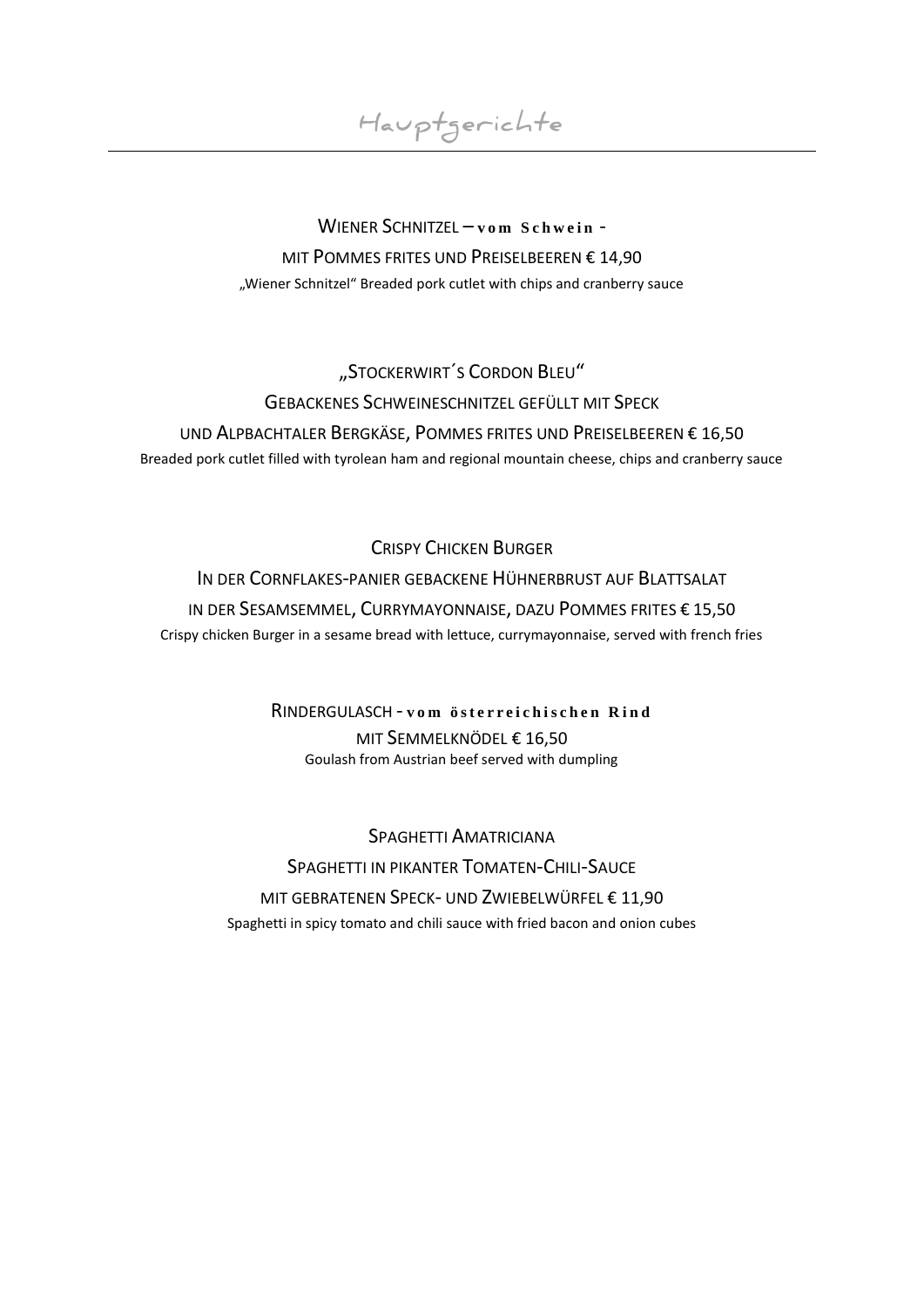# Hauptgerichte

WIENER SCHNITZEL – **vom Schwein** -

MIT POMMES FRITES UND PREISELBEEREN € 14,90

„Wiener Schnitzel" Breaded pork cutlet with chips and cranberry sauce

„STOCKERWIRT´S CORDON BLEU"

GEBACKENES SCHWEINESCHNITZEL GEFÜLLT MIT SPECK

UND ALPBACHTALER BERGKÄSE, POMMES FRITES UND PREISELBEEREN € 16,50

Breaded pork cutlet filled with tyrolean ham and regional mountain cheese, chips and cranberry sauce

CRISPY CHICKEN BURGER

IN DER CORNFLAKES-PANIER GEBACKENE HÜHNERBRUST AUF BLATTSALAT

IN DER SESAMSEMMEL, CURRYMAYONNAISE, DAZU POMMES FRITES € 15,50

Crispy chicken Burger in a sesame bread with lettuce, currymayonnaise, served with french fries

RINDERGULASCH - **vom österreichischen Rind**

MIT SEMMELKNÖDEL € 16,50

Goulash from Austrian beef served with dumpling

SPAGHETTI AMATRICIANA

SPAGHETTI IN PIKANTER TOMATEN-CHILI-SAUCE

MIT GEBRATENEN SPECK- UND ZWIEBELWÜRFEL € 11,90

Spaghetti in spicy tomato and chili sauce with fried bacon and onion cubes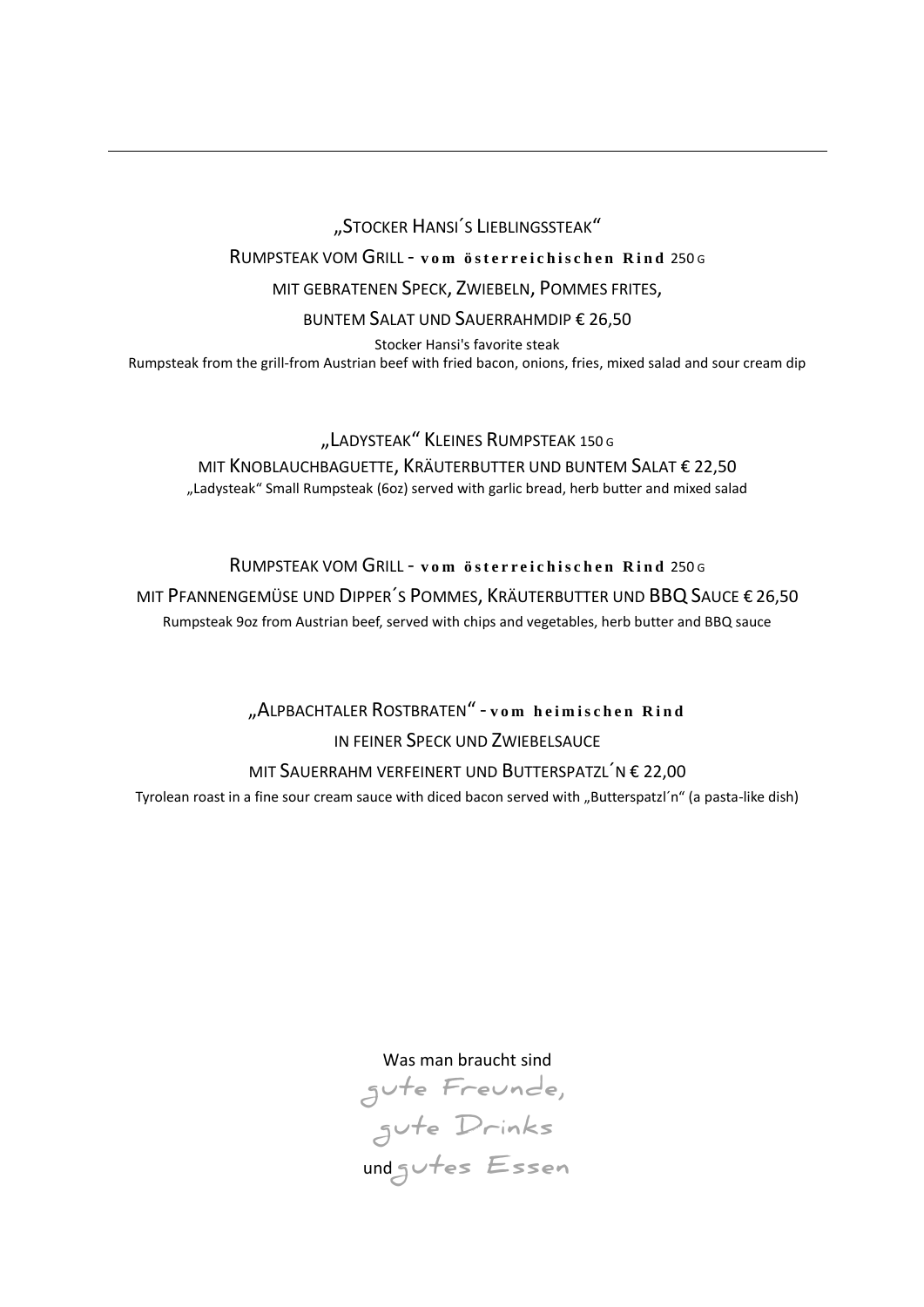---

„Stocker Hansi´s Lieblingssteak"

Rumpsteak vom Grill - **vom österreichischen Rind** 250 g

mit gebratenen Speck, Zwiebeln, Pommes frites,

buntem Salat und Sauerrahmdip € 26,50

Stocker Hansi's favorite steak

Rumpsteak from the grill-from Austrian beef with fried bacon, onions, fries, mixed salad and sour cream dip

„Ladysteak" Kleines Rumpsteak 150 g

mit Knoblauchbaguette, Kräuterbutter und buntem Salat € 22,50

„Ladysteak" Small Rumpsteak (6oz) served with garlic bread, herb butter and mixed salad

Rumpsteak vom Grill - **vom österreichischen Rind** 250 g

mit Pfannengemüse und Dipper´s Pommes, Kräuterbutter und BBQ Sauce € 26,50

Rumpsteak 9oz from Austrian beef, served with chips and vegetables, herb butter and BBQ sauce

„Alpbachtaler Rostbraten" - **vom heimischen Rind**

in feiner Speck und Zwiebelsauce

mit Sauerrahm verfeinert und Butterspatzl´n € 22,00

Tyrolean roast in a fine sour cream sauce with diced bacon served with „Butterspatzl´n" (a pasta-like dish)

Was man braucht sind

gute Freunde,

gute Drinks

und gutes Essen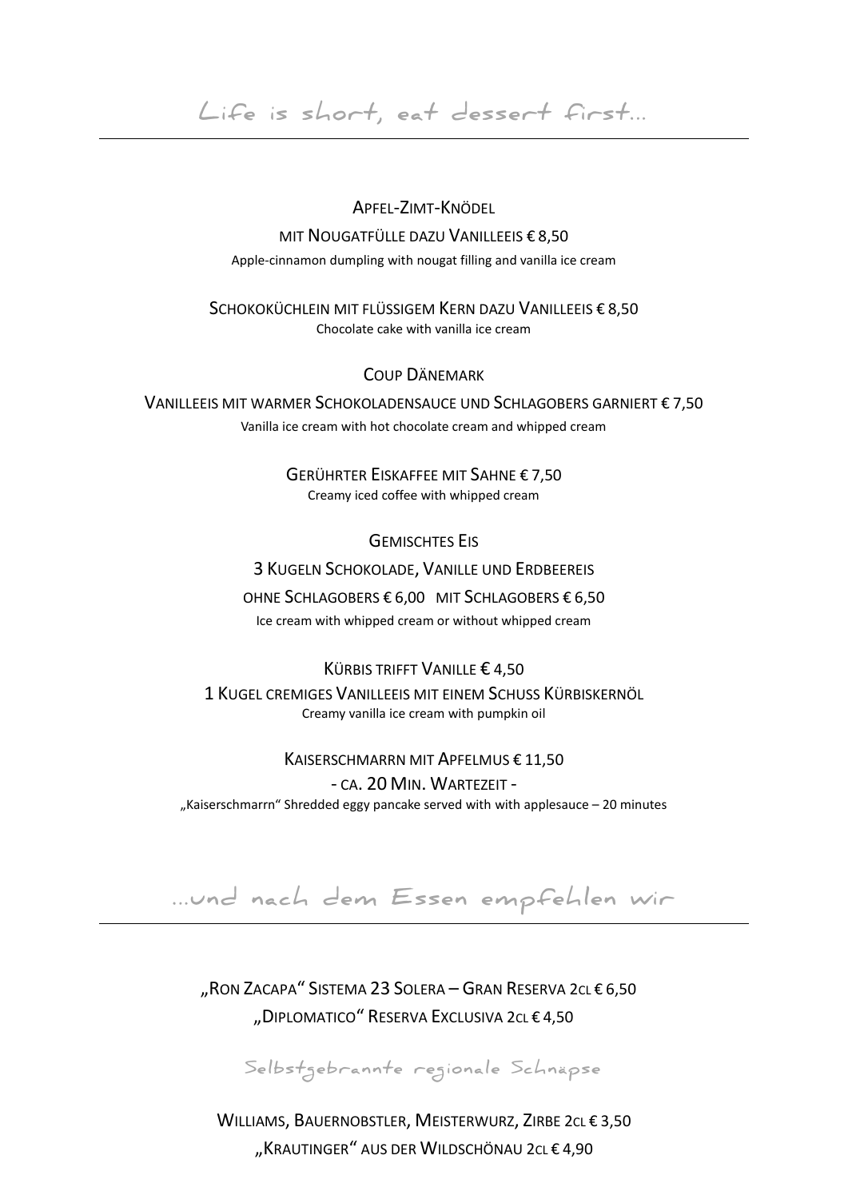## Life is short, eat dessert first...

APFEL-ZIMT-KNÖDEL

MIT NOUGATFÜLLE DAZU VANILLEEIS € 8,50

Apple-cinnamon dumpling with nougat filling and vanilla ice cream

SCHOKOKÜCHLEIN MIT FLÜSSIGEM KERN DAZU VANILLEEIS € 8,50

Chocolate cake with vanilla ice cream

COUP DÄNEMARK

VANILLEEIS MIT WARMER SCHOKOLADENSAUCE UND SCHLAGOBERS GARNIERT € 7,50

Vanilla ice cream with hot chocolate cream and whipped cream

GERÜHRTER EISKAFFEE MIT SAHNE € 7,50

Creamy iced coffee with whipped cream

GEMISCHTES EIS

3 KUGELN SCHOKOLADE, VANILLE UND ERDBEEREIS

OHNE SCHLAGOBERS € 6,00 MIT SCHLAGOBERS € 6,50

Ice cream with whipped cream or without whipped cream

KÜRBIS TRIFFT VANILLE € 4,50

1 KUGEL CREMIGES VANILLEEIS MIT EINEM SCHUSS KÜRBISKERNÖL

Creamy vanilla ice cream with pumpkin oil

KAISERSCHMARRN MIT APFELMUS € 11,50

- CA. 20 MIN. WARTEZEIT -

„Kaiserschmarrn" Shredded eggy pancake served with with applesauce – 20 minutes

## ...und nach dem Essen empfehlen wir

„RON ZACAPA" SISTEMA 23 SOLERA – GRAN RESERVA 2CL € 6,50

„DIPLOMATICO" RESERVA EXCLUSIVA 2CL € 4,50

### Selbstgebrannte regionale Schnäpse

WILLIAMS, BAUERNOBSTLER, MEISTERWURZ, ZIRBE 2CL € 3,50

„KRAUTINGER" AUS DER WILDSCHÖNAU 2CL € 4,90